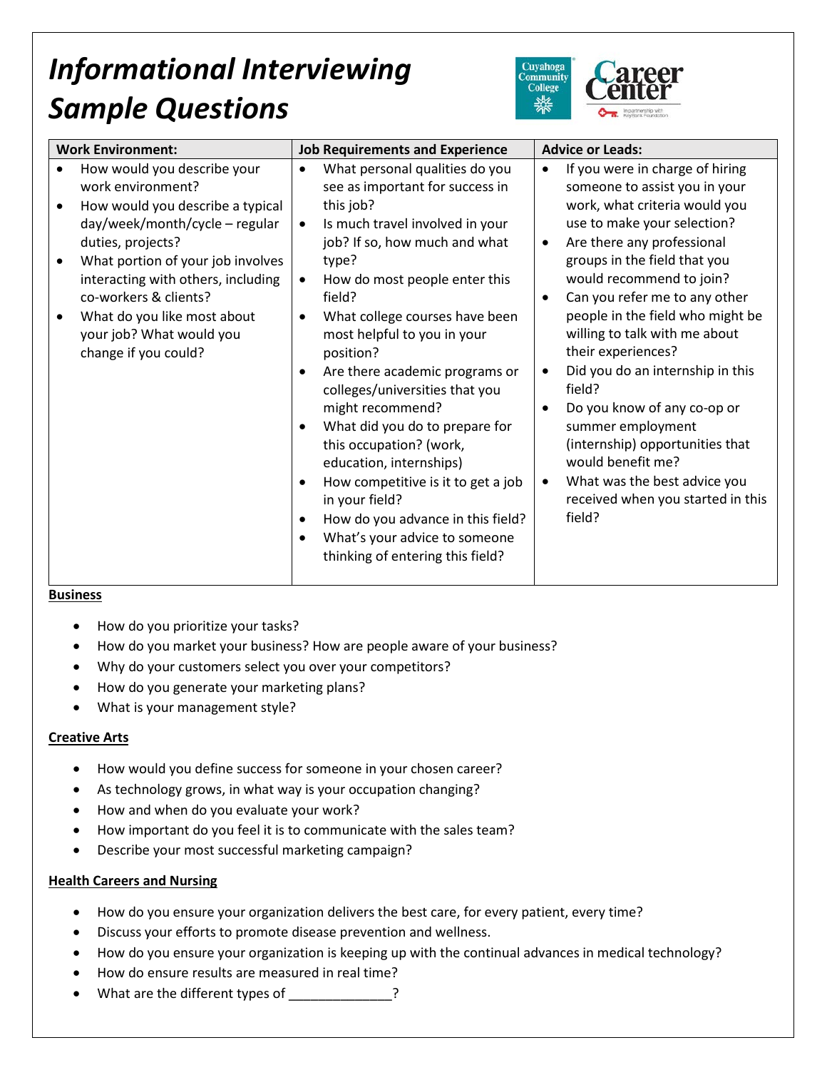# *Informational Interviewing Sample Questions*

| Work Environment: | Job Requirements and Experience | Advice or Leads: |
|---|---|---|
| • How would you describe your work environment?<br>• How would you describe a typical day/week/month/cycle – regular duties, projects?<br>• What portion of your job involves interacting with others, including co-workers & clients?<br>• What do you like most about your job? What would you change if you could? | • What personal qualities do you see as important for success in this job?<br>• Is much travel involved in your job? If so, how much and what type?<br>• How do most people enter this field?<br>• What college courses have been most helpful to you in your position?<br>• Are there academic programs or colleges/universities that you might recommend?<br>• What did you do to prepare for this occupation? (work, education, internships)<br>• How competitive is it to get a job in your field?<br>• How do you advance in this field?<br>• What's your advice to someone thinking of entering this field? | • If you were in charge of hiring someone to assist you in your work, what criteria would you use to make your selection?<br>• Are there any professional groups in the field that you would recommend to join?<br>• Can you refer me to any other people in the field who might be willing to talk with me about their experiences?<br>• Did you do an internship in this field?<br>• Do you know of any co-op or summer employment (internship) opportunities that would benefit me?<br>• What was the best advice you received when you started in this field? |

**Business**

- How do you prioritize your tasks?
- How do you market your business? How are people aware of your business?
- Why do your customers select you over your competitors?
- How do you generate your marketing plans?
- What is your management style?

**Creative Arts**

- How would you define success for someone in your chosen career?
- As technology grows, in what way is your occupation changing?
- How and when do you evaluate your work?
- How important do you feel it is to communicate with the sales team?
- Describe your most successful marketing campaign?

**Health Careers and Nursing**

- How do you ensure your organization delivers the best care, for every patient, every time?
- Discuss your efforts to promote disease prevention and wellness.
- How do you ensure your organization is keeping up with the continual advances in medical technology?
- How do ensure results are measured in real time?
- What are the different types of ______________?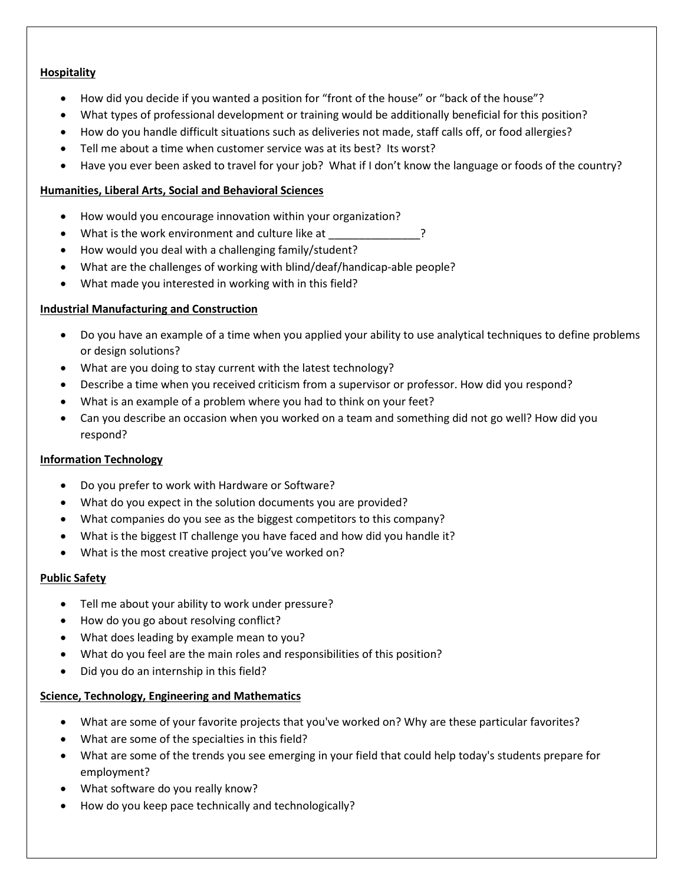**Hospitality**

- How did you decide if you wanted a position for "front of the house" or "back of the house"?
- What types of professional development or training would be additionally beneficial for this position?
- How do you handle difficult situations such as deliveries not made, staff calls off, or food allergies?
- Tell me about a time when customer service was at its best? Its worst?
- Have you ever been asked to travel for your job? What if I don't know the language or foods of the country?

**Humanities, Liberal Arts, Social and Behavioral Sciences**

- How would you encourage innovation within your organization?
- What is the work environment and culture like at _______________?
- How would you deal with a challenging family/student?
- What are the challenges of working with blind/deaf/handicap-able people?
- What made you interested in working with in this field?

**Industrial Manufacturing and Construction**

- Do you have an example of a time when you applied your ability to use analytical techniques to define problems or design solutions?
- What are you doing to stay current with the latest technology?
- Describe a time when you received criticism from a supervisor or professor. How did you respond?
- What is an example of a problem where you had to think on your feet?
- Can you describe an occasion when you worked on a team and something did not go well? How did you respond?

**Information Technology**

- Do you prefer to work with Hardware or Software?
- What do you expect in the solution documents you are provided?
- What companies do you see as the biggest competitors to this company?
- What is the biggest IT challenge you have faced and how did you handle it?
- What is the most creative project you've worked on?

**Public Safety**

- Tell me about your ability to work under pressure?
- How do you go about resolving conflict?
- What does leading by example mean to you?
- What do you feel are the main roles and responsibilities of this position?
- Did you do an internship in this field?

**Science, Technology, Engineering and Mathematics**

- What are some of your favorite projects that you've worked on? Why are these particular favorites?
- What are some of the specialties in this field?
- What are some of the trends you see emerging in your field that could help today's students prepare for employment?
- What software do you really know?
- How do you keep pace technically and technologically?